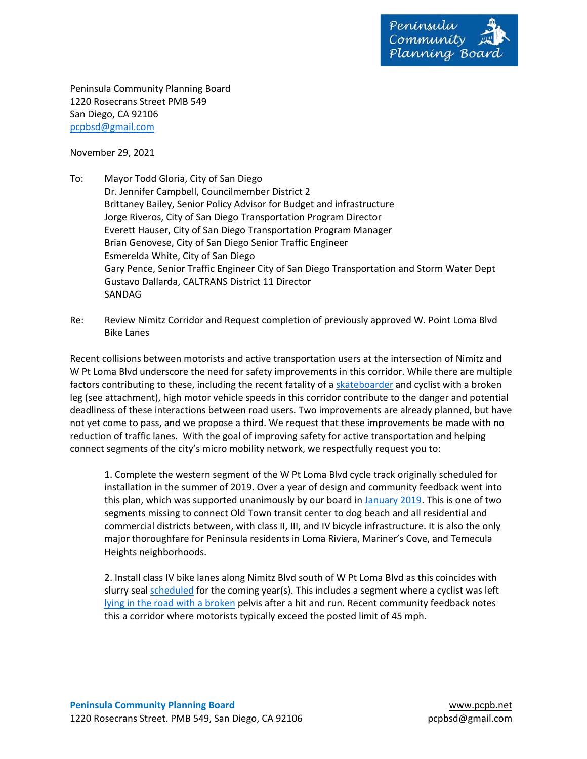Peninsula Community Planning Board
1220 Rosecrans Street PMB 549
San Diego, CA 92106
pcpbsd@gmail.com

November 29, 2021

To: Mayor Todd Gloria, City of San Diego
Dr. Jennifer Campbell, Councilmember District 2
Brittaney Bailey, Senior Policy Advisor for Budget and infrastructure
Jorge Riveros, City of San Diego Transportation Program Director
Everett Hauser, City of San Diego Transportation Program Manager
Brian Genovese, City of San Diego Senior Traffic Engineer
Esmerelda White, City of San Diego
Gary Pence, Senior Traffic Engineer City of San Diego Transportation and Storm Water Dept
Gustavo Dallarda, CALTRANS District 11 Director
SANDAG

Re: Review Nimitz Corridor and Request completion of previously approved W. Point Loma Blvd Bike Lanes

Recent collisions between motorists and active transportation users at the intersection of Nimitz and W Pt Loma Blvd underscore the need for safety improvements in this corridor. While there are multiple factors contributing to these, including the recent fatality of a skateboarder and cyclist with a broken leg (see attachment), high motor vehicle speeds in this corridor contribute to the danger and potential deadliness of these interactions between road users. Two improvements are already planned, but have not yet come to pass, and we propose a third. We request that these improvements be made with no reduction of traffic lanes. With the goal of improving safety for active transportation and helping connect segments of the city's micro mobility network, we respectfully request you to:

1. Complete the western segment of the W Pt Loma Blvd cycle track originally scheduled for installation in the summer of 2019. Over a year of design and community feedback went into this plan, which was supported unanimously by our board in January 2019. This is one of two segments missing to connect Old Town transit center to dog beach and all residential and commercial districts between, with class II, III, and IV bicycle infrastructure. It is also the only major thoroughfare for Peninsula residents in Loma Riviera, Mariner's Cove, and Temecula Heights neighborhoods.

2. Install class IV bike lanes along Nimitz Blvd south of W Pt Loma Blvd as this coincides with slurry seal scheduled for the coming year(s). This includes a segment where a cyclist was left lying in the road with a broken pelvis after a hit and run. Recent community feedback notes this a corridor where motorists typically exceed the posted limit of 45 mph.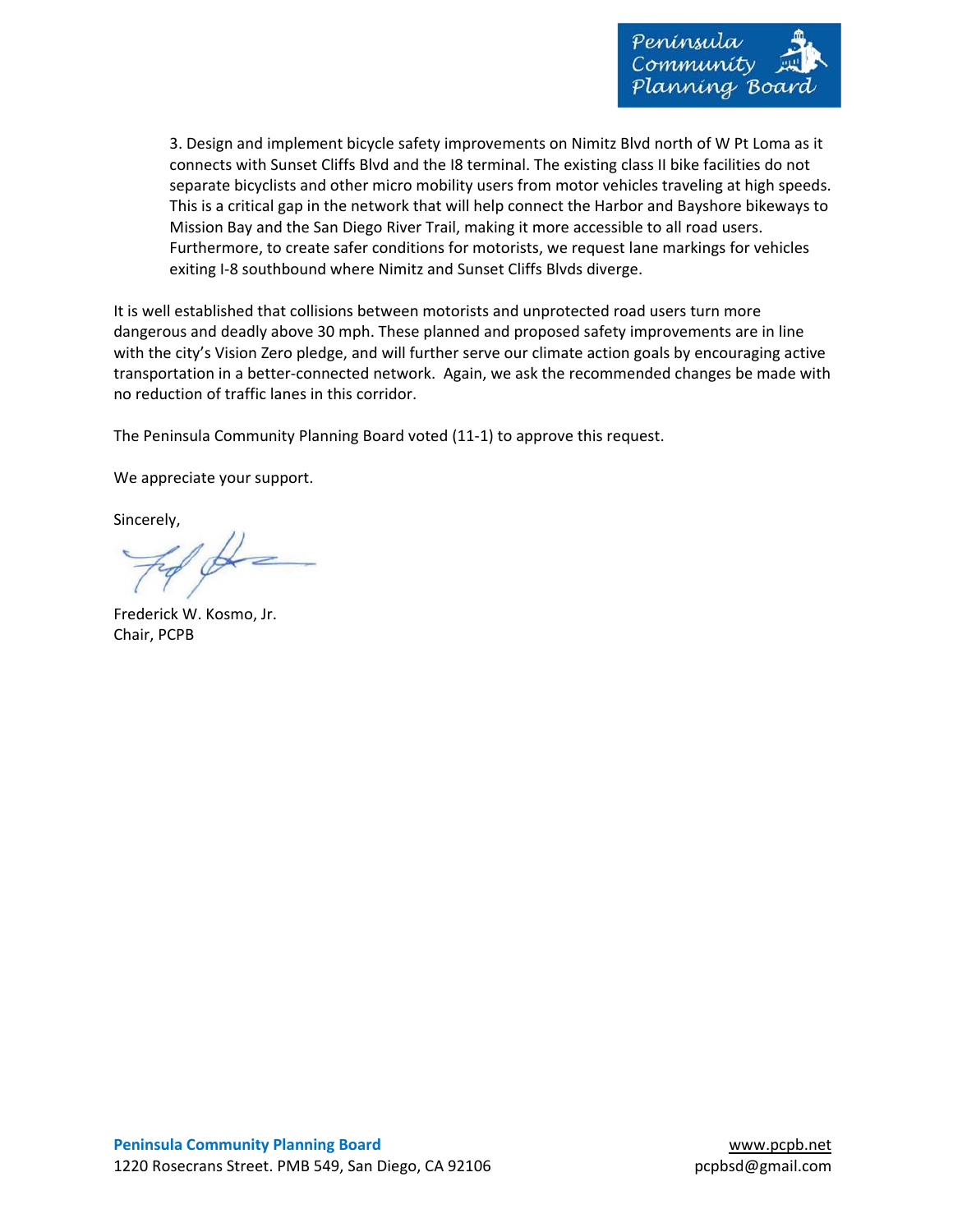3. Design and implement bicycle safety improvements on Nimitz Blvd north of W Pt Loma as it connects with Sunset Cliffs Blvd and the I8 terminal. The existing class II bike facilities do not separate bicyclists and other micro mobility users from motor vehicles traveling at high speeds. This is a critical gap in the network that will help connect the Harbor and Bayshore bikeways to Mission Bay and the San Diego River Trail, making it more accessible to all road users. Furthermore, to create safer conditions for motorists, we request lane markings for vehicles exiting I-8 southbound where Nimitz and Sunset Cliffs Blvds diverge.

It is well established that collisions between motorists and unprotected road users turn more dangerous and deadly above 30 mph. These planned and proposed safety improvements are in line with the city's Vision Zero pledge, and will further serve our climate action goals by encouraging active transportation in a better-connected network. Again, we ask the recommended changes be made with no reduction of traffic lanes in this corridor.

The Peninsula Community Planning Board voted (11-1) to approve this request.

We appreciate your support.

Sincerely,

Frederick W. Kosmo, Jr.
Chair, PCPB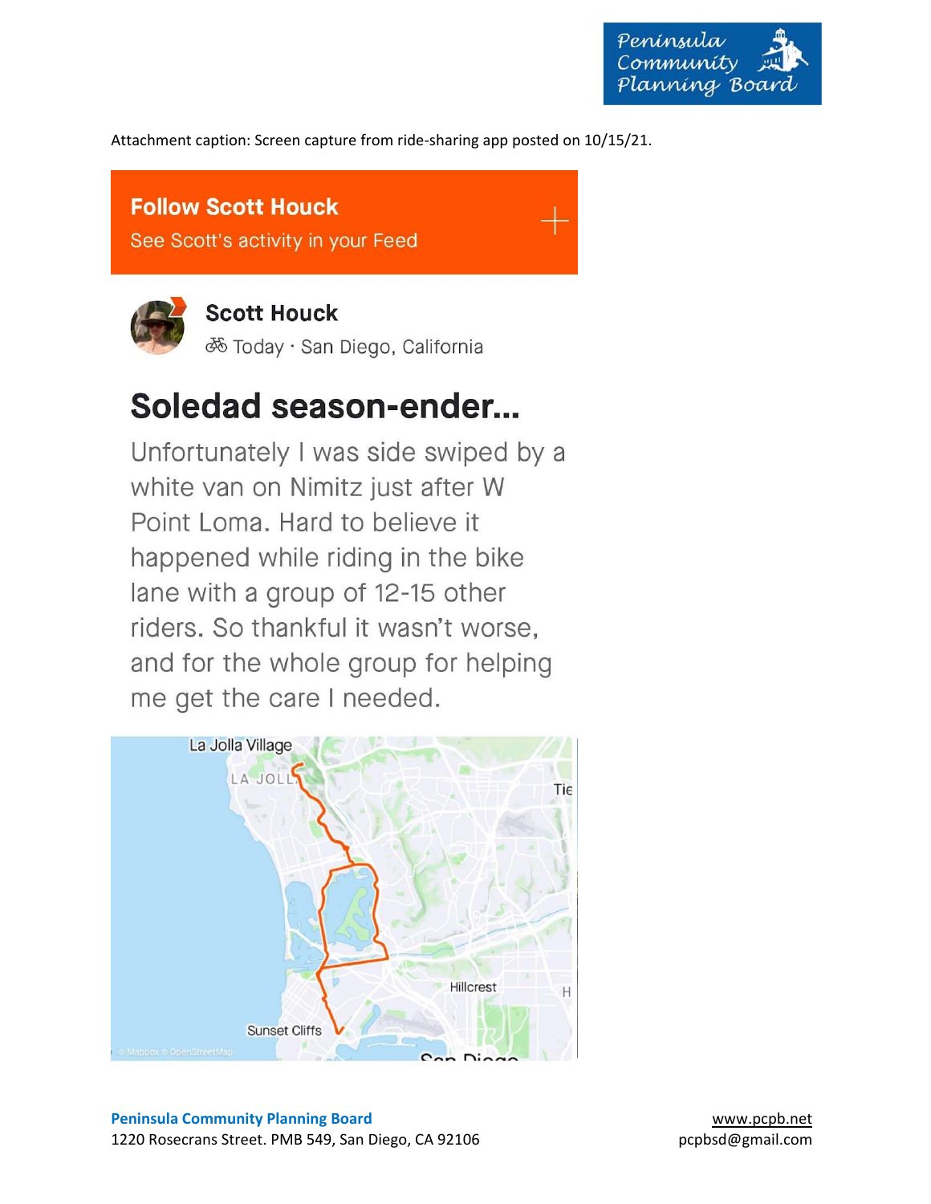Attachment caption: Screen capture from ride-sharing app posted on 10/15/21.

**Follow Scott Houck**
See Scott's activity in your Feed

**Scott Houck**
Today · San Diego, California

## Soledad season-ender...

Unfortunately I was side swiped by a white van on Nimitz just after W Point Loma. Hard to believe it happened while riding in the bike lane with a group of 12-15 other riders. So thankful it wasn't worse, and for the whole group for helping me get the care I needed.

La Jolla Village
LA JOLLA
Hillcrest
Sunset Cliffs
San Diego
© Mapbox © OpenStreetMap

**Peninsula Community Planning Board**
1220 Rosecrans Street. PMB 549, San Diego, CA 92106
www.pcpb.net
pcpbsd@gmail.com